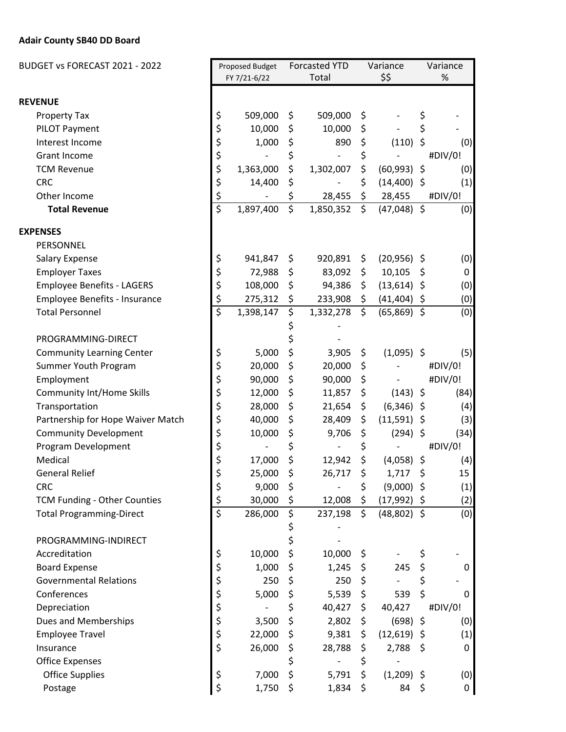**Adair County SB40 DD Board**

| BUDGET vs FORECAST 2021 - 2022 | Proposed Budget FY 7/21-6/22 | Forcasted YTD Total | Variance $$ | Variance % |
|---|---|---|---|---|
| **REVENUE** | | | | |
| Property Tax | $ 509,000 | $ 509,000 | $ - | $ - |
| PILOT Payment | $ 10,000 | $ 10,000 | $ - | $ - |
| Interest Income | $ 1,000 | $ 890 | $ (110) | $ (0) |
| Grant Income | $ - | $ - | $ - | #DIV/0! |
| TCM Revenue | $ 1,363,000 | $ 1,302,007 | $ (60,993) | $ (0) |
| CRC | $ 14,400 | $ - | $ (14,400) | $ (1) |
| Other Income | $ - | $ 28,455 | $ 28,455 | #DIV/0! |
| **Total Revenue** | $ 1,897,400 | $ 1,850,352 | $ (47,048) | $ (0) |
| **EXPENSES** | | | | |
| PERSONNEL | | | | |
| Salary Expense | $ 941,847 | $ 920,891 | $ (20,956) | $ (0) |
| Employer Taxes | $ 72,988 | $ 83,092 | $ 10,105 | $ 0 |
| Employee Benefits - LAGERS | $ 108,000 | $ 94,386 | $ (13,614) | $ (0) |
| Employee Benefits - Insurance | $ 275,312 | $ 233,908 | $ (41,404) | $ (0) |
| Total Personnel | $ 1,398,147 | $ 1,332,278 | $ (65,869) | $ (0) |
| | | $ - | | |
| PROGRAMMING-DIRECT | | $ - | | |
| Community Learning Center | $ 5,000 | $ 3,905 | $ (1,095) | $ (5) |
| Summer Youth Program | $ 20,000 | $ 20,000 | $ - | #DIV/0! |
| Employment | $ 90,000 | $ 90,000 | $ - | #DIV/0! |
| Community Int/Home Skills | $ 12,000 | $ 11,857 | $ (143) | $ (84) |
| Transportation | $ 28,000 | $ 21,654 | $ (6,346) | $ (4) |
| Partnership for Hope Waiver Match | $ 40,000 | $ 28,409 | $ (11,591) | $ (3) |
| Community Development | $ 10,000 | $ 9,706 | $ (294) | $ (34) |
| Program Development | $ - | $ - | $ - | #DIV/0! |
| Medical | $ 17,000 | $ 12,942 | $ (4,058) | $ (4) |
| General Relief | $ 25,000 | $ 26,717 | $ 1,717 | $ 15 |
| CRC | $ 9,000 | $ - | $ (9,000) | $ (1) |
| TCM Funding - Other Counties | $ 30,000 | $ 12,008 | $ (17,992) | $ (2) |
| Total Programming-Direct | $ 286,000 | $ 237,198 | $ (48,802) | $ (0) |
| | | $ - | | |
| PROGRAMMING-INDIRECT | | $ - | | |
| Accreditation | $ 10,000 | $ 10,000 | $ - | $ - |
| Board Expense | $ 1,000 | $ 1,245 | $ 245 | $ 0 |
| Governmental Relations | $ 250 | $ 250 | $ - | $ - |
| Conferences | $ 5,000 | $ 5,539 | $ 539 | $ 0 |
| Depreciation | $ - | $ 40,427 | $ 40,427 | #DIV/0! |
| Dues and Memberships | $ 3,500 | $ 2,802 | $ (698) | $ (0) |
| Employee Travel | $ 22,000 | $ 9,381 | $ (12,619) | $ (1) |
| Insurance | $ 26,000 | $ 28,788 | $ 2,788 | $ 0 |
| Office Expenses | | $ - | $ - | |
| Office Supplies | $ 7,000 | $ 5,791 | $ (1,209) | $ (0) |
| Postage | $ 1,750 | $ 1,834 | $ 84 | $ 0 |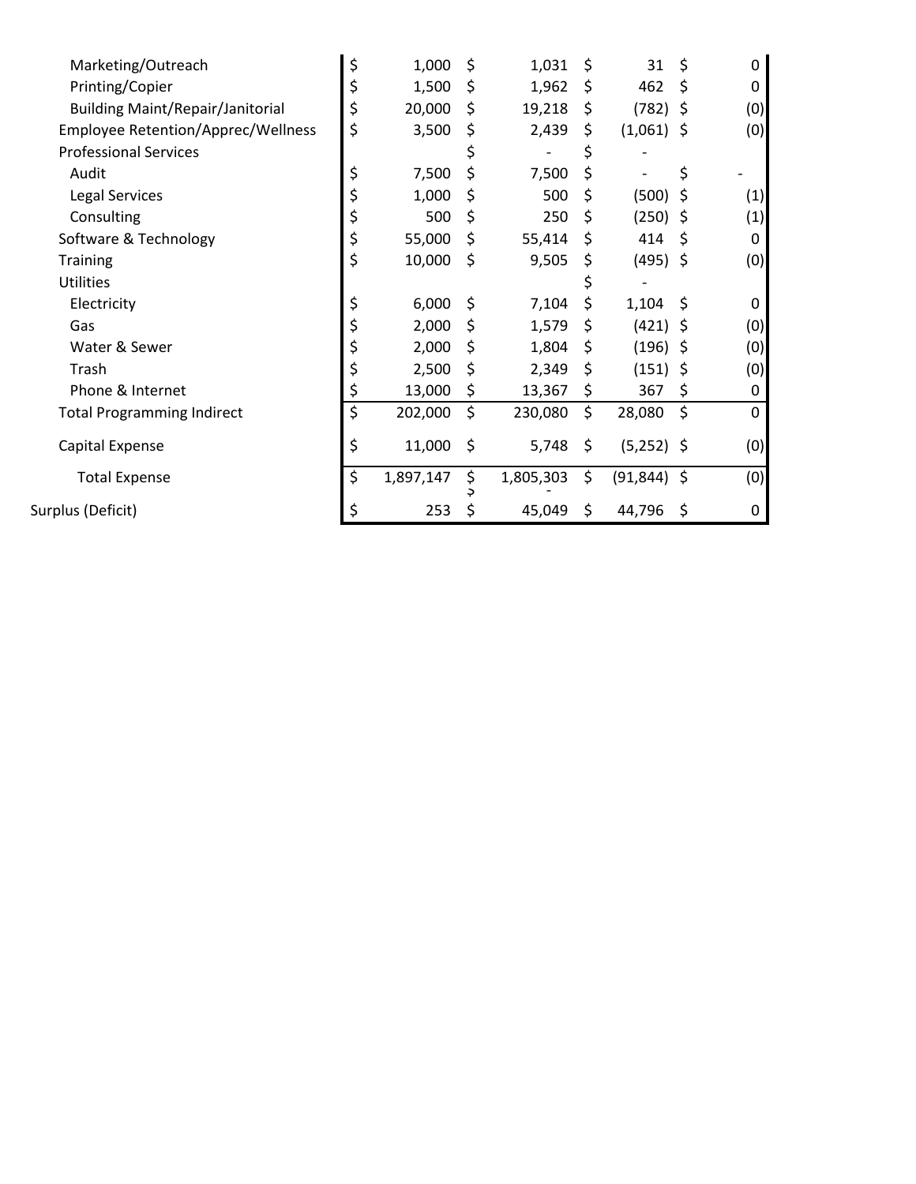| | | | | |
|---|---|---|---|---|
| Marketing/Outreach | $ 1,000 | $ 1,031 | $ 31 | $ 0 |
| Printing/Copier | $ 1,500 | $ 1,962 | $ 462 | $ 0 |
| Building Maint/Repair/Janitorial | $ 20,000 | $ 19,218 | $ (782) | $ (0) |
| Employee Retention/Apprec/Wellness | $ 3,500 | $ 2,439 | $ (1,061) | $ (0) |
| Professional Services | | $ - | $ - | |
| Audit | $ 7,500 | $ 7,500 | $ - | $ - |
| Legal Services | $ 1,000 | $ 500 | $ (500) | $ (1) |
| Consulting | $ 500 | $ 250 | $ (250) | $ (1) |
| Software & Technology | $ 55,000 | $ 55,414 | $ 414 | $ 0 |
| Training | $ 10,000 | $ 9,505 | $ (495) | $ (0) |
| Utilities | | | $ - | |
| Electricity | $ 6,000 | $ 7,104 | $ 1,104 | $ 0 |
| Gas | $ 2,000 | $ 1,579 | $ (421) | $ (0) |
| Water & Sewer | $ 2,000 | $ 1,804 | $ (196) | $ (0) |
| Trash | $ 2,500 | $ 2,349 | $ (151) | $ (0) |
| Phone & Internet | $ 13,000 | $ 13,367 | $ 367 | $ 0 |
| Total Programming Indirect | $ 202,000 | $ 230,080 | $ 28,080 | $ 0 |
| Capital Expense | $ 11,000 | $ 5,748 | $ (5,252) | $ (0) |
| Total Expense | $ 1,897,147 | $ 1,805,303 | $ (91,844) | $ (0) |
| Surplus (Deficit) | $ 253 | $ 45,049 | $ 44,796 | $ 0 |